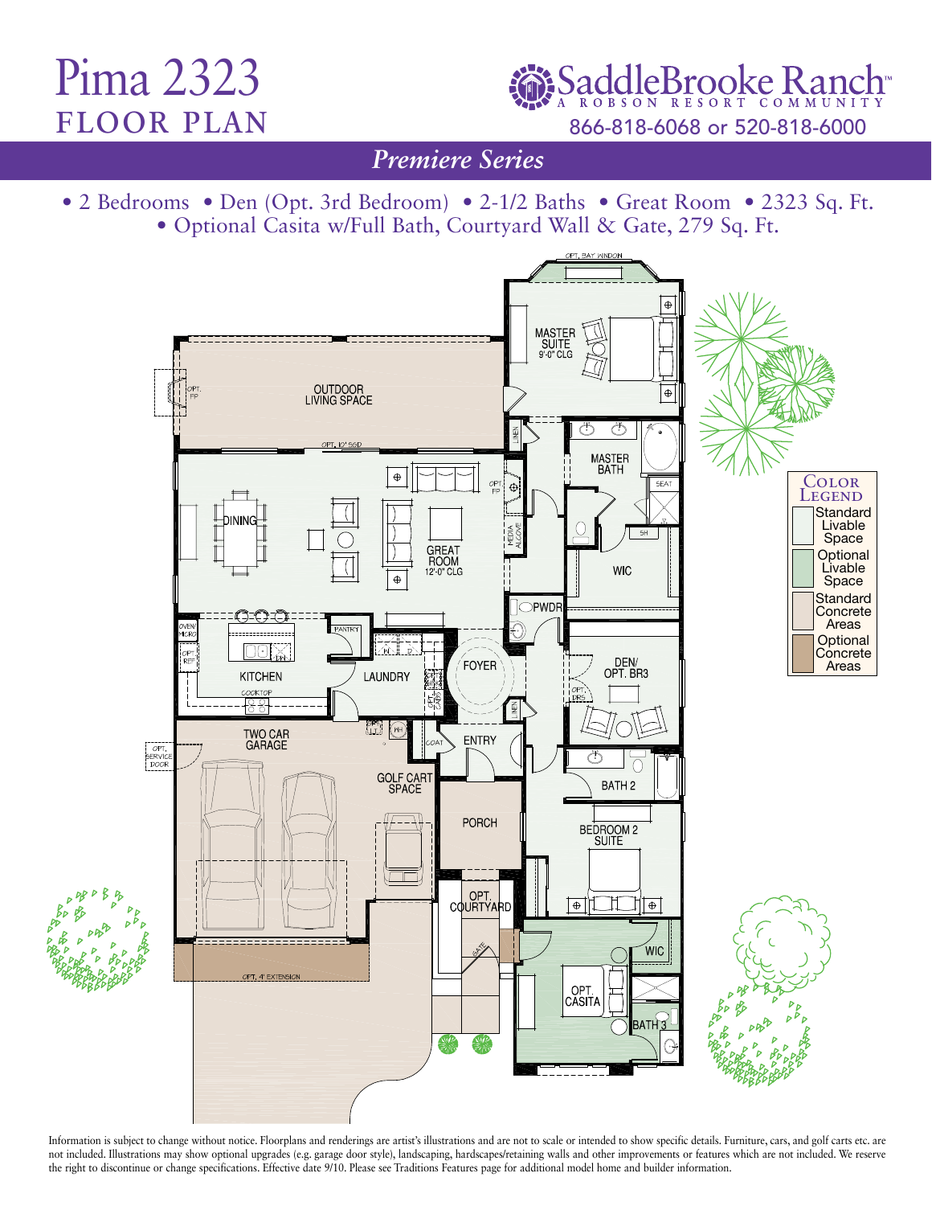# Pima 2323
## FLOOR PLAN

SaddleBrooke Ranch™
A ROBSON RESORT COMMUNITY
866-818-6068 or 520-818-6000

*Premiere Series*

• 2 Bedrooms • Den (Opt. 3rd Bedroom) • 2-1/2 Baths • Great Room • 2323 Sq. Ft.
• Optional Casita w/Full Bath, Courtyard Wall & Gate, 279 Sq. Ft.

OPT. BAY WINDOW

MASTER SUITE 9'-0" CLG

OUTDOOR LIVING SPACE

OPT. FP

OPT. 12' SGD

LINEN

MASTER BATH

SEAT

SH

WIC

DINING

GREAT ROOM 12'-0" CLG

OPT. FP

MEDIA ALCOVE

PWDR

OVEN/ MICRO

OPT. REF

PANTRY

DW

KITCHEN

COOKTOP

LAUNDRY

OPT. CABS

FOYER

LINEN

DEN/ OPT. BR3

OPT. DRS

WH

COAT

ENTRY

OPT. SERVICE DOOR

TWO CAR GARAGE

GOLF CART SPACE

PORCH

BATH 2

BEDROOM 2 SUITE

OPT. COURTYARD

GATE

WIC

OPT. CASITA

BATH 3

OPT. 4' EXTENSION

**Color Legend**
- Standard Livable Space
- Optional Livable Space
- Standard Concrete Areas
- Optional Concrete Areas

Information is subject to change without notice. Floorplans and renderings are artist's illustrations and are not to scale or intended to show specific details. Furniture, cars, and golf carts etc. are not included. Illustrations may show optional upgrades (e.g. garage door style), landscaping, hardscapes/retaining walls and other improvements or features which are not included. We reserve the right to discontinue or change specifications. Effective date 9/10. Please see Traditions Features page for additional model home and builder information.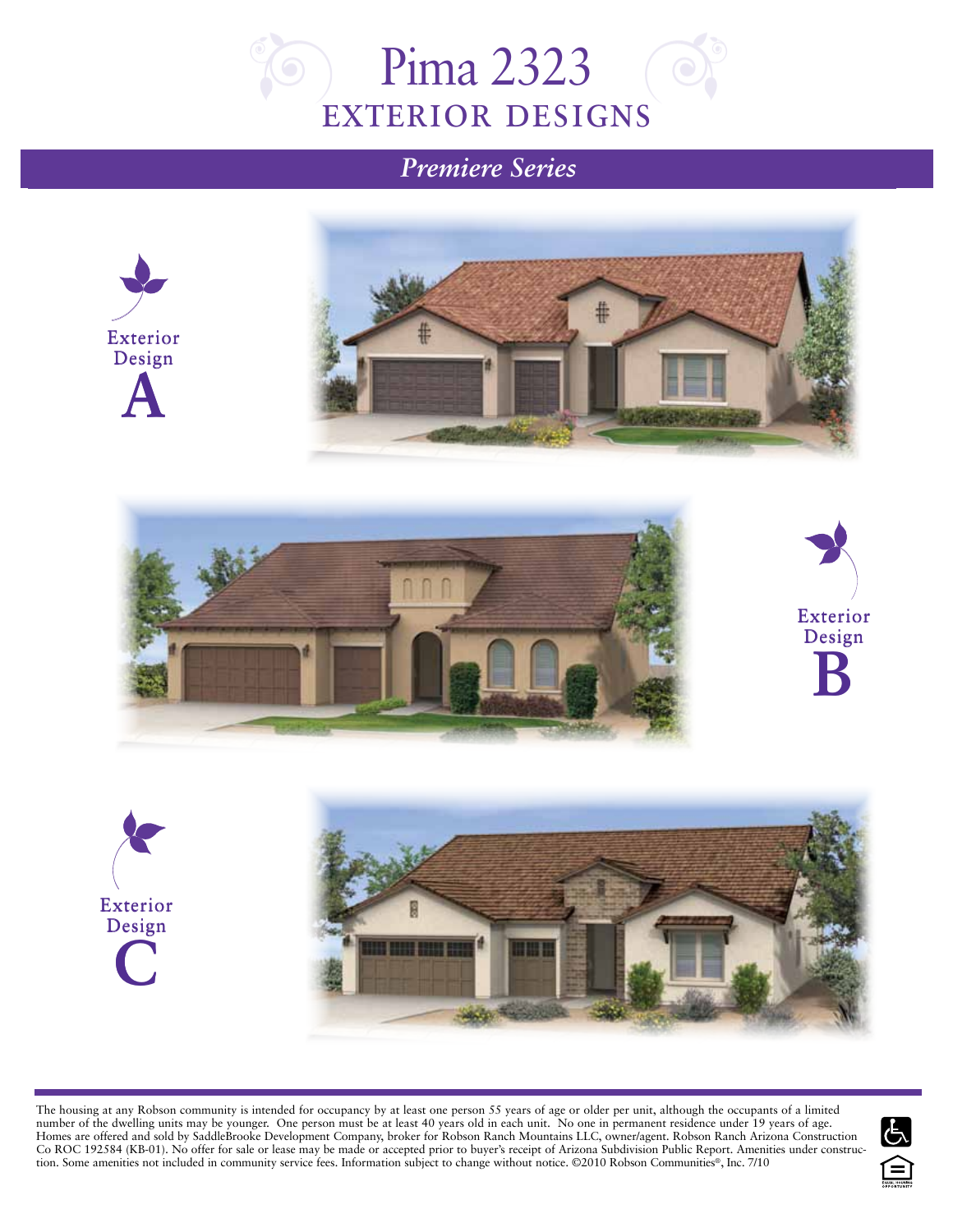# Pima 2323
## EXTERIOR DESIGNS

### *Premiere Series*

Exterior Design **A**

Exterior Design **B**

Exterior Design **C**

The housing at any Robson community is intended for occupancy by at least one person 55 years of age or older per unit, although the occupants of a limited number of the dwelling units may be younger. One person must be at least 40 years old in each unit. No one in permanent residence under 19 years of age. Homes are offered and sold by SaddleBrooke Development Company, broker for Robson Ranch Mountains LLC, owner/agent. Robson Ranch Arizona Construction Co ROC 192584 (KB-01). No offer for sale or lease may be made or accepted prior to buyer's receipt of Arizona Subdivision Public Report. Amenities under construction. Some amenities not included in community service fees. Information subject to change without notice. ©2010 Robson Communities®, Inc. 7/10